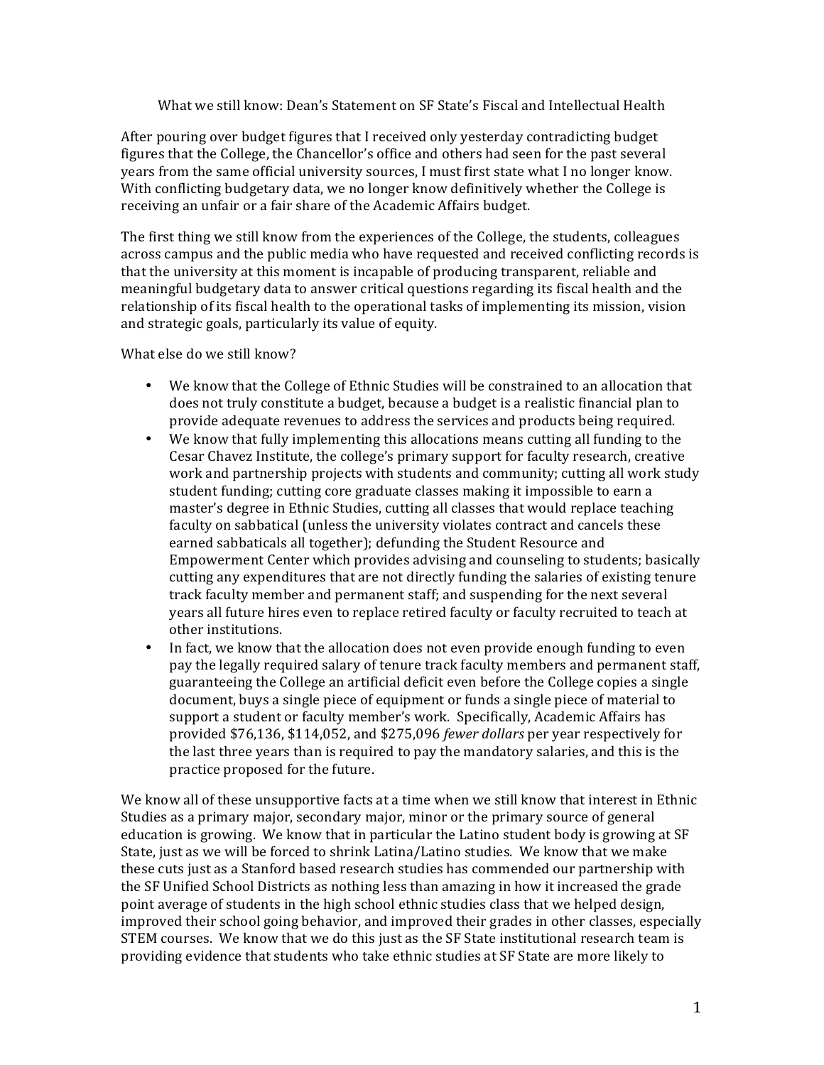# What we still know: Dean's Statement on SF State's Fiscal and Intellectual Health

After pouring over budget figures that I received only yesterday contradicting budget figures that the College, the Chancellor's office and others had seen for the past several years from the same official university sources, I must first state what I no longer know. With conflicting budgetary data, we no longer know definitively whether the College is receiving an unfair or a fair share of the Academic Affairs budget.

The first thing we still know from the experiences of the College, the students, colleagues across campus and the public media who have requested and received conflicting records is that the university at this moment is incapable of producing transparent, reliable and meaningful budgetary data to answer critical questions regarding its fiscal health and the relationship of its fiscal health to the operational tasks of implementing its mission, vision and strategic goals, particularly its value of equity.

What else do we still know?

- We know that the College of Ethnic Studies will be constrained to an allocation that does not truly constitute a budget, because a budget is a realistic financial plan to provide adequate revenues to address the services and products being required.
- We know that fully implementing this allocations means cutting all funding to the Cesar Chavez Institute, the college's primary support for faculty research, creative work and partnership projects with students and community; cutting all work study student funding; cutting core graduate classes making it impossible to earn a master's degree in Ethnic Studies, cutting all classes that would replace teaching faculty on sabbatical (unless the university violates contract and cancels these earned sabbaticals all together); defunding the Student Resource and Empowerment Center which provides advising and counseling to students; basically cutting any expenditures that are not directly funding the salaries of existing tenure track faculty member and permanent staff; and suspending for the next several years all future hires even to replace retired faculty or faculty recruited to teach at other institutions.
- In fact, we know that the allocation does not even provide enough funding to even pay the legally required salary of tenure track faculty members and permanent staff, guaranteeing the College an artificial deficit even before the College copies a single document, buys a single piece of equipment or funds a single piece of material to support a student or faculty member's work. Specifically, Academic Affairs has provided $76,136, $114,052, and $275,096 *fewer dollars* per year respectively for the last three years than is required to pay the mandatory salaries, and this is the practice proposed for the future.

We know all of these unsupportive facts at a time when we still know that interest in Ethnic Studies as a primary major, secondary major, minor or the primary source of general education is growing. We know that in particular the Latino student body is growing at SF State, just as we will be forced to shrink Latina/Latino studies. We know that we make these cuts just as a Stanford based research studies has commended our partnership with the SF Unified School Districts as nothing less than amazing in how it increased the grade point average of students in the high school ethnic studies class that we helped design, improved their school going behavior, and improved their grades in other classes, especially STEM courses. We know that we do this just as the SF State institutional research team is providing evidence that students who take ethnic studies at SF State are more likely to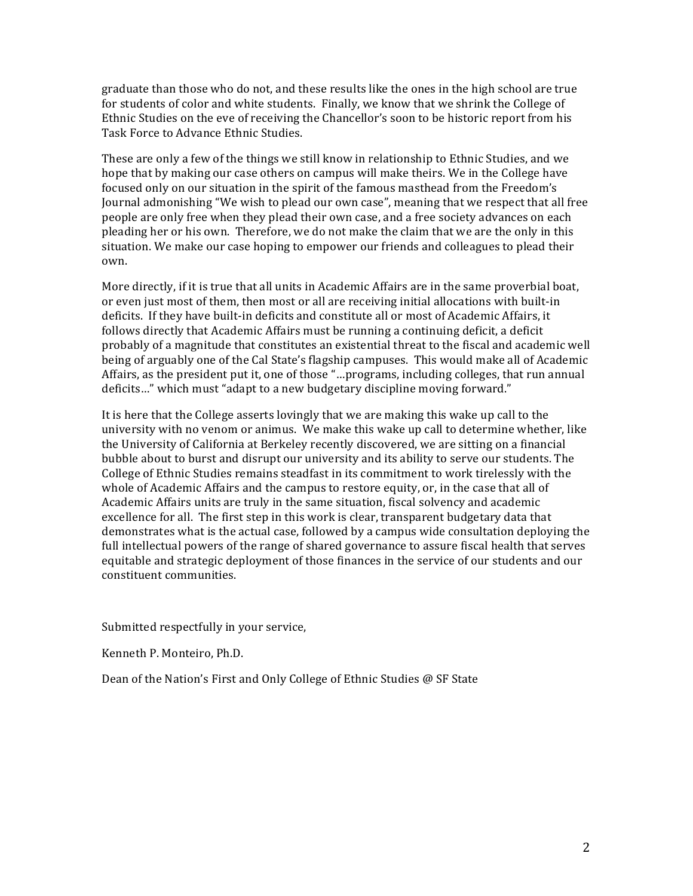graduate than those who do not, and these results like the ones in the high school are true for students of color and white students. Finally, we know that we shrink the College of Ethnic Studies on the eve of receiving the Chancellor's soon to be historic report from his Task Force to Advance Ethnic Studies.

These are only a few of the things we still know in relationship to Ethnic Studies, and we hope that by making our case others on campus will make theirs. We in the College have focused only on our situation in the spirit of the famous masthead from the Freedom's Journal admonishing "We wish to plead our own case", meaning that we respect that all free people are only free when they plead their own case, and a free society advances on each pleading her or his own. Therefore, we do not make the claim that we are the only in this situation. We make our case hoping to empower our friends and colleagues to plead their own.

More directly, if it is true that all units in Academic Affairs are in the same proverbial boat, or even just most of them, then most or all are receiving initial allocations with built-in deficits. If they have built-in deficits and constitute all or most of Academic Affairs, it follows directly that Academic Affairs must be running a continuing deficit, a deficit probably of a magnitude that constitutes an existential threat to the fiscal and academic well being of arguably one of the Cal State's flagship campuses. This would make all of Academic Affairs, as the president put it, one of those "…programs, including colleges, that run annual deficits…" which must "adapt to a new budgetary discipline moving forward."

It is here that the College asserts lovingly that we are making this wake up call to the university with no venom or animus. We make this wake up call to determine whether, like the University of California at Berkeley recently discovered, we are sitting on a financial bubble about to burst and disrupt our university and its ability to serve our students. The College of Ethnic Studies remains steadfast in its commitment to work tirelessly with the whole of Academic Affairs and the campus to restore equity, or, in the case that all of Academic Affairs units are truly in the same situation, fiscal solvency and academic excellence for all. The first step in this work is clear, transparent budgetary data that demonstrates what is the actual case, followed by a campus wide consultation deploying the full intellectual powers of the range of shared governance to assure fiscal health that serves equitable and strategic deployment of those finances in the service of our students and our constituent communities.

Submitted respectfully in your service,

Kenneth P. Monteiro, Ph.D.

Dean of the Nation's First and Only College of Ethnic Studies @ SF State